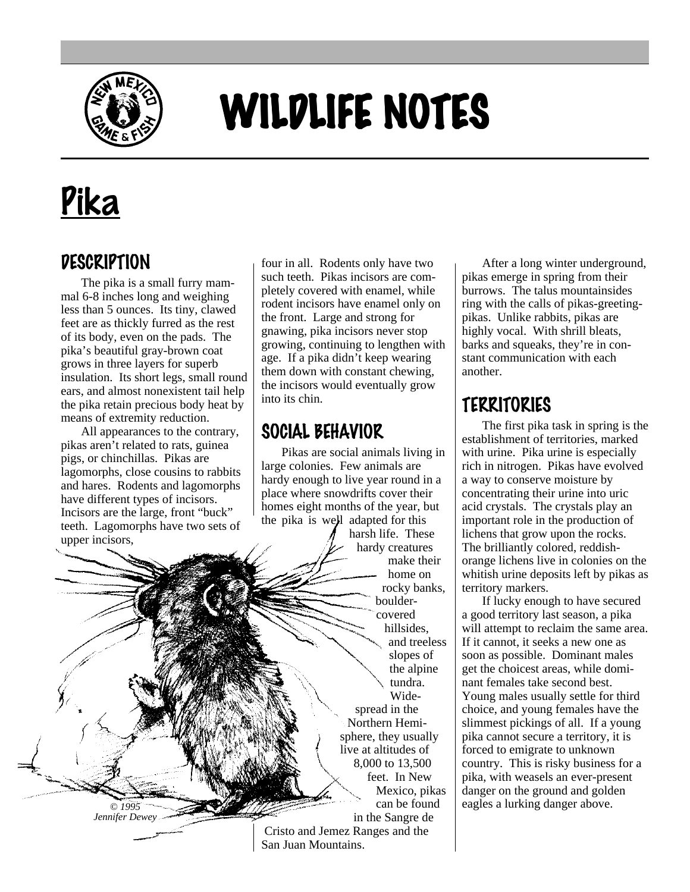# WILDLIFE NOTES

# Pika

## DESCRIPTION

The pika is a small furry mammal 6-8 inches long and weighing less than 5 ounces. Its tiny, clawed feet are as thickly furred as the rest of its body, even on the pads. The pika's beautiful gray-brown coat grows in three layers for superb insulation. Its short legs, small round ears, and almost nonexistent tail help the pika retain precious body heat by means of extremity reduction.

All appearances to the contrary, pikas aren't related to rats, guinea pigs, or chinchillas. Pikas are lagomorphs, close cousins to rabbits and hares. Rodents and lagomorphs have different types of incisors. Incisors are the large, front "buck" teeth. Lagomorphs have two sets of upper incisors, four in all. Rodents only have two such teeth. Pikas incisors are completely covered with enamel, while rodent incisors have enamel only on the front. Large and strong for gnawing, pika incisors never stop growing, continuing to lengthen with age. If a pika didn't keep wearing them down with constant chewing, the incisors would eventually grow into its chin.

*© 1995 Jennifer Dewey*

## SOCIAL BEHAVIOR

Pikas are social animals living in large colonies. Few animals are hardy enough to live year round in a place where snowdrifts cover their homes eight months of the year, but the pika is well adapted for this harsh life. These hardy creatures make their home on rocky banks, boulder-covered hillsides, and treeless slopes of the alpine tundra. Widespread in the Northern Hemisphere, they usually live at altitudes of 8,000 to 13,500 feet. In New Mexico, pikas can be found in the Sangre de Cristo and Jemez Ranges and the San Juan Mountains.

After a long winter underground, pikas emerge in spring from their burrows. The talus mountainsides ring with the calls of pikas-greeting-pikas. Unlike rabbits, pikas are highly vocal. With shrill bleats, barks and squeaks, they're in constant communication with each another.

## TERRITORIES

The first pika task in spring is the establishment of territories, marked with urine. Pika urine is especially rich in nitrogen. Pikas have evolved a way to conserve moisture by concentrating their urine into uric acid crystals. The crystals play an important role in the production of lichens that grow upon the rocks. The brilliantly colored, reddish-orange lichens live in colonies on the whitish urine deposits left by pikas as territory markers.

If lucky enough to have secured a good territory last season, a pika will attempt to reclaim the same area. If it cannot, it seeks a new one as soon as possible. Dominant males get the choicest areas, while dominant females take second best. Young males usually settle for third choice, and young females have the slimmest pickings of all. If a young pika cannot secure a territory, it is forced to emigrate to unknown country. This is risky business for a pika, with weasels an ever-present danger on the ground and golden eagles a lurking danger above.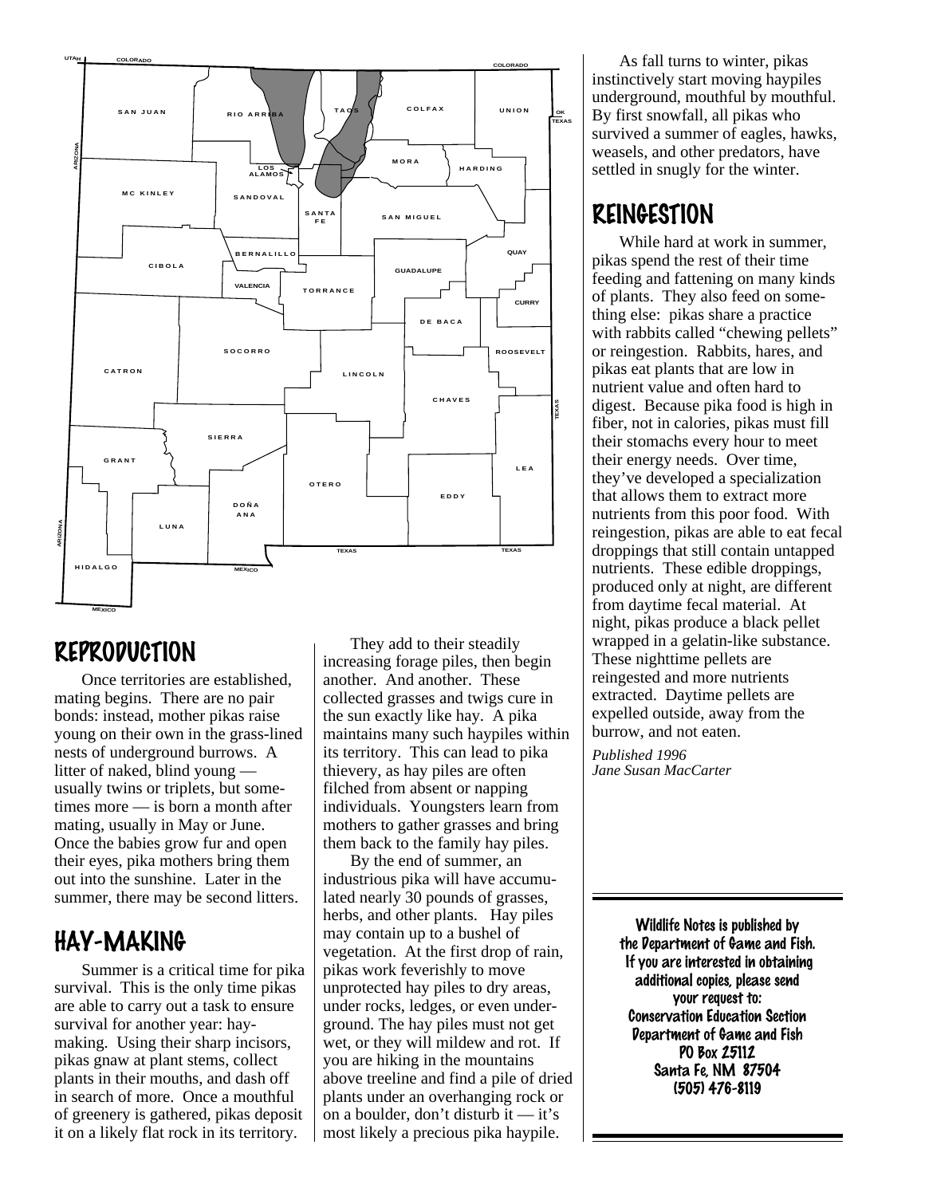UTAH COLORADO COLORADO OK TEXAS ARIZONA SAN JUAN RIO ARRIBA TAOS COLFAX UNION LOS ALAMOS MORA HARDING MC KINLEY SANDOVAL SANTA FE SAN MIGUEL BERNALILLO QUAY CIBOLA GUADALUPE VALENCIA TORRANCE CURRY DE BACA SOCORRO ROOSEVELT CATRON LINCOLN CHAVES TEXAS SIERRA GRANT LEA OTERO EDDY DOÑA ANA LUNA ARIZONA TEXAS TEXAS HIDALGO MEXICO MEXICO

## REPRODUCTION

Once territories are established, mating begins. There are no pair bonds: instead, mother pikas raise young on their own in the grass-lined nests of underground burrows. A litter of naked, blind young — usually twins or triplets, but sometimes more — is born a month after mating, usually in May or June. Once the babies grow fur and open their eyes, pika mothers bring them out into the sunshine. Later in the summer, there may be second litters.

## HAY-MAKING

Summer is a critical time for pika survival. This is the only time pikas are able to carry out a task to ensure survival for another year: hay-making. Using their sharp incisors, pikas gnaw at plant stems, collect plants in their mouths, and dash off in search of more. Once a mouthful of greenery is gathered, pikas deposit it on a likely flat rock in its territory.

They add to their steadily increasing forage piles, then begin another. And another. These collected grasses and twigs cure in the sun exactly like hay. A pika maintains many such haypiles within its territory. This can lead to pika thievery, as hay piles are often filched from absent or napping individuals. Youngsters learn from mothers to gather grasses and bring them back to the family hay piles.

By the end of summer, an industrious pika will have accumulated nearly 30 pounds of grasses, herbs, and other plants. Hay piles may contain up to a bushel of vegetation. At the first drop of rain, pikas work feverishly to move unprotected hay piles to dry areas, under rocks, ledges, or even underground. The hay piles must not get wet, or they will mildew and rot. If you are hiking in the mountains above treeline and find a pile of dried plants under an overhanging rock or on a boulder, don't disturb it — it's most likely a precious pika haypile.

As fall turns to winter, pikas instinctively start moving haypiles underground, mouthful by mouthful. By first snowfall, all pikas who survived a summer of eagles, hawks, weasels, and other predators, have settled in snugly for the winter.

## REINGESTION

While hard at work in summer, pikas spend the rest of their time feeding and fattening on many kinds of plants. They also feed on something else: pikas share a practice with rabbits called "chewing pellets" or reingestion. Rabbits, hares, and pikas eat plants that are low in nutrient value and often hard to digest. Because pika food is high in fiber, not in calories, pikas must fill their stomachs every hour to meet their energy needs. Over time, they've developed a specialization that allows them to extract more nutrients from this poor food. With reingestion, pikas are able to eat fecal droppings that still contain untapped nutrients. These edible droppings, produced only at night, are different from daytime fecal material. At night, pikas produce a black pellet wrapped in a gelatin-like substance. These nighttime pellets are reingested and more nutrients extracted. Daytime pellets are expelled outside, away from the burrow, and not eaten.

*Published 1996*
*Jane Susan MacCarter*

---

**Wildlife Notes is published by the Department of Game and Fish. If you are interested in obtaining additional copies, please send your request to:**
**Conservation Education Section**
**Department of Game and Fish**
**PO Box 25112**
**Santa Fe, NM 87504**
**(505) 476-8119**